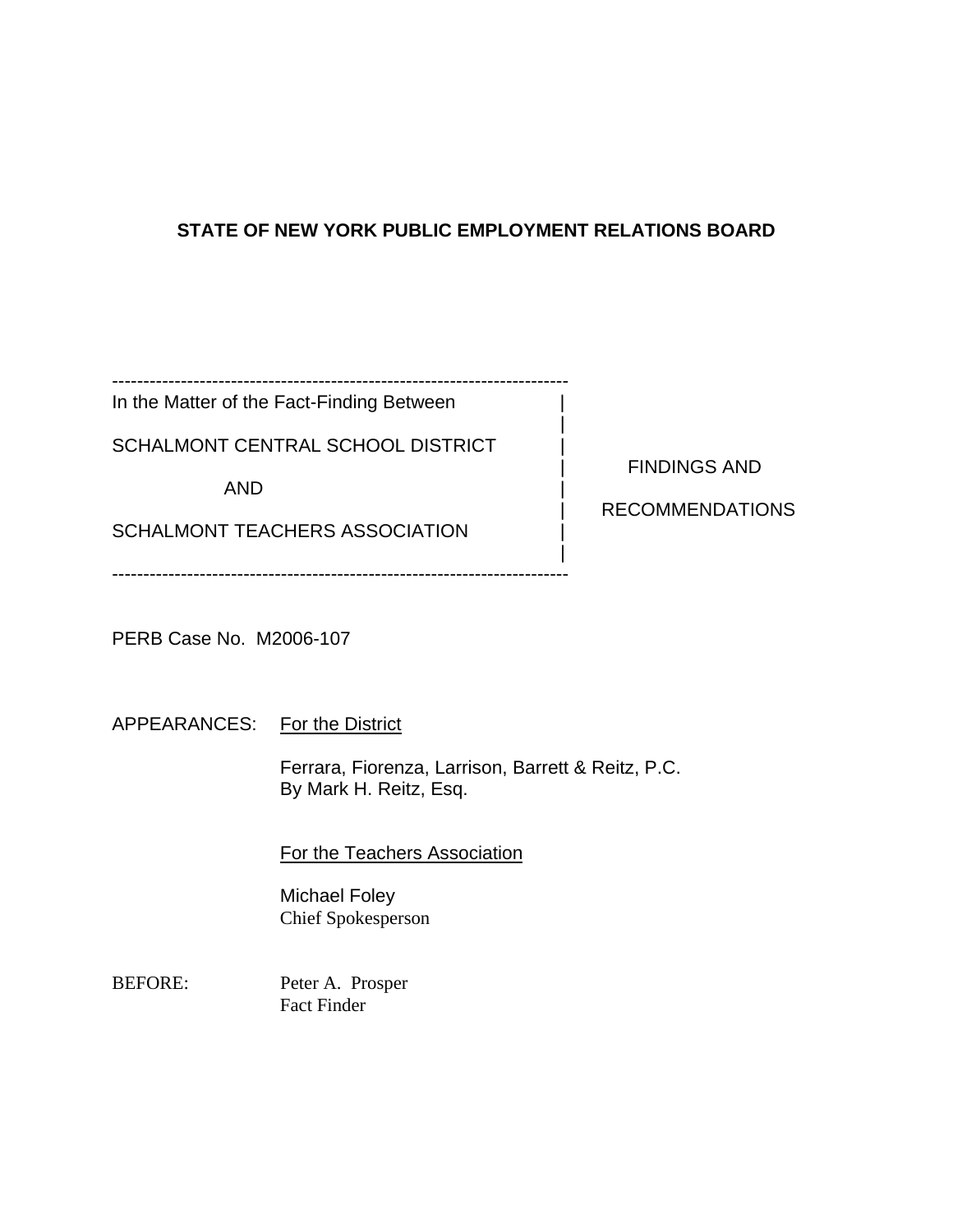# STATE OF NEW YORK PUBLIC EMPLOYMENT RELATIONS BOARD

---

In the Matter of the Fact-Finding Between

SCHALMONT CENTRAL SCHOOL DISTRICT

AND

SCHALMONT TEACHERS ASSOCIATION

---

FINDINGS AND

RECOMMENDATIONS

PERB Case No. M2006-107

APPEARANCES: For the District

Ferrara, Fiorenza, Larrison, Barrett & Reitz, P.C.
By Mark H. Reitz, Esq.

For the Teachers Association

Michael Foley
Chief Spokesperson

BEFORE: Peter A. Prosper
Fact Finder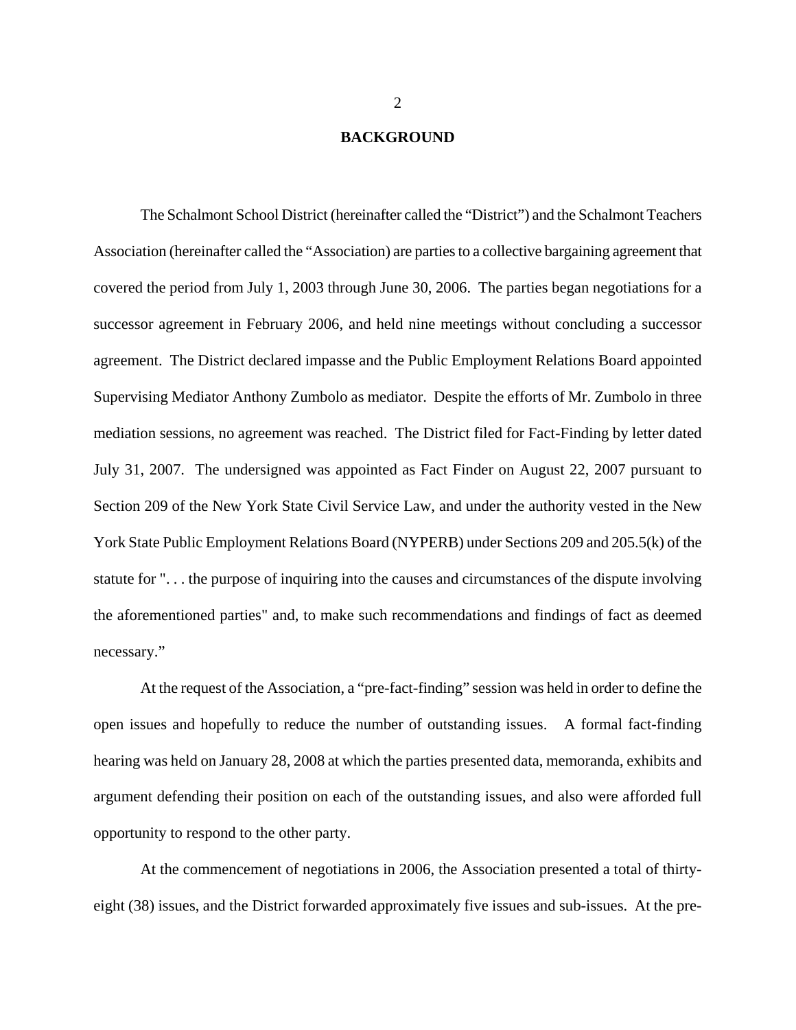## BACKGROUND

The Schalmont School District (hereinafter called the "District") and the Schalmont Teachers Association (hereinafter called the "Association) are parties to a collective bargaining agreement that covered the period from July 1, 2003 through June 30, 2006. The parties began negotiations for a successor agreement in February 2006, and held nine meetings without concluding a successor agreement. The District declared impasse and the Public Employment Relations Board appointed Supervising Mediator Anthony Zumbolo as mediator. Despite the efforts of Mr. Zumbolo in three mediation sessions, no agreement was reached. The District filed for Fact-Finding by letter dated July 31, 2007. The undersigned was appointed as Fact Finder on August 22, 2007 pursuant to Section 209 of the New York State Civil Service Law, and under the authority vested in the New York State Public Employment Relations Board (NYPERB) under Sections 209 and 205.5(k) of the statute for ". . . the purpose of inquiring into the causes and circumstances of the dispute involving the aforementioned parties" and, to make such recommendations and findings of fact as deemed necessary."

At the request of the Association, a "pre-fact-finding" session was held in order to define the open issues and hopefully to reduce the number of outstanding issues. A formal fact-finding hearing was held on January 28, 2008 at which the parties presented data, memoranda, exhibits and argument defending their position on each of the outstanding issues, and also were afforded full opportunity to respond to the other party.

At the commencement of negotiations in 2006, the Association presented a total of thirty-eight (38) issues, and the District forwarded approximately five issues and sub-issues. At the pre-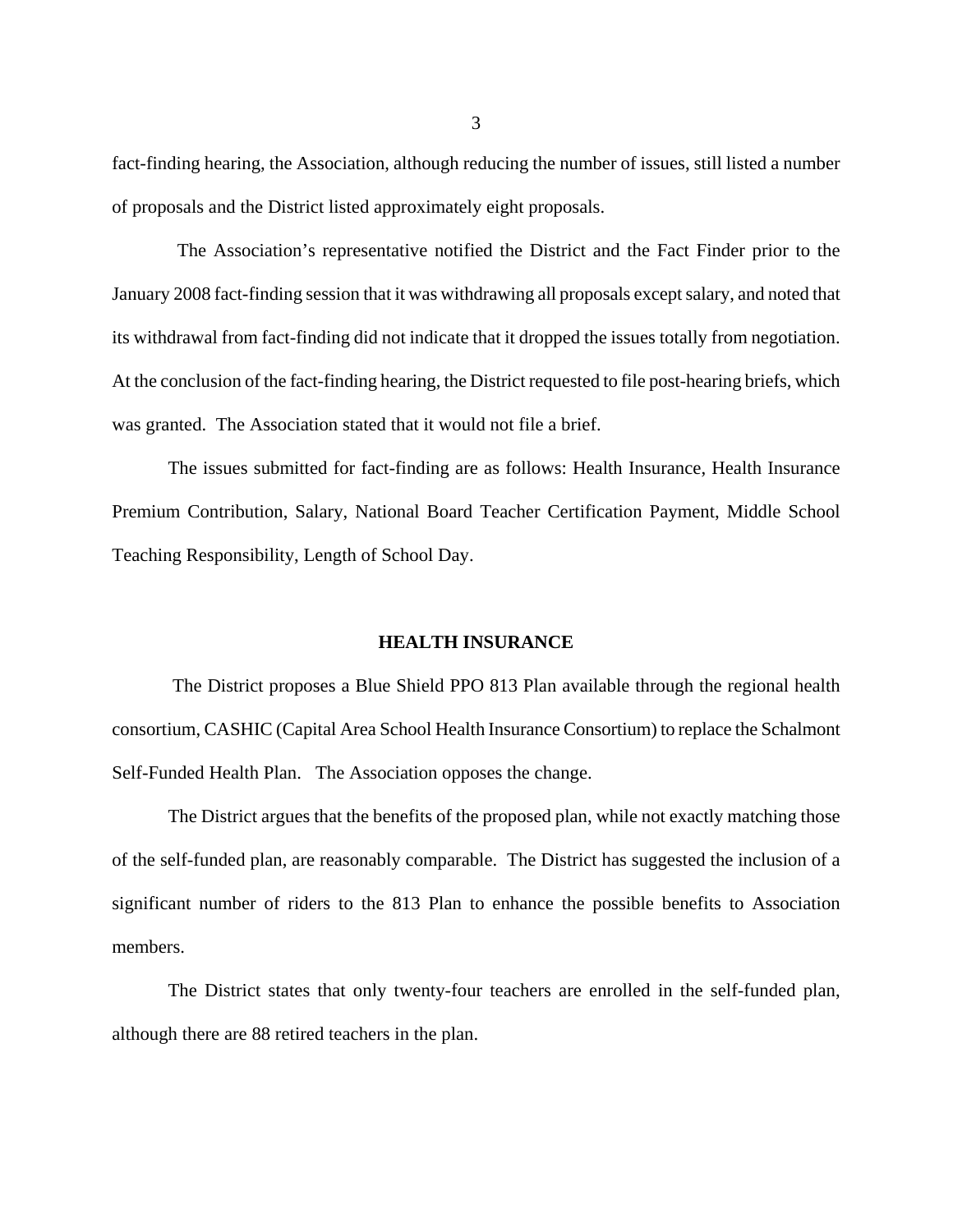fact-finding hearing, the Association, although reducing the number of issues, still listed a number of proposals and the District listed approximately eight proposals.

The Association's representative notified the District and the Fact Finder prior to the January 2008 fact-finding session that it was withdrawing all proposals except salary, and noted that its withdrawal from fact-finding did not indicate that it dropped the issues totally from negotiation. At the conclusion of the fact-finding hearing, the District requested to file post-hearing briefs, which was granted. The Association stated that it would not file a brief.

The issues submitted for fact-finding are as follows: Health Insurance, Health Insurance Premium Contribution, Salary, National Board Teacher Certification Payment, Middle School Teaching Responsibility, Length of School Day.

## HEALTH INSURANCE

The District proposes a Blue Shield PPO 813 Plan available through the regional health consortium, CASHIC (Capital Area School Health Insurance Consortium) to replace the Schalmont Self-Funded Health Plan. The Association opposes the change.

The District argues that the benefits of the proposed plan, while not exactly matching those of the self-funded plan, are reasonably comparable. The District has suggested the inclusion of a significant number of riders to the 813 Plan to enhance the possible benefits to Association members.

The District states that only twenty-four teachers are enrolled in the self-funded plan, although there are 88 retired teachers in the plan.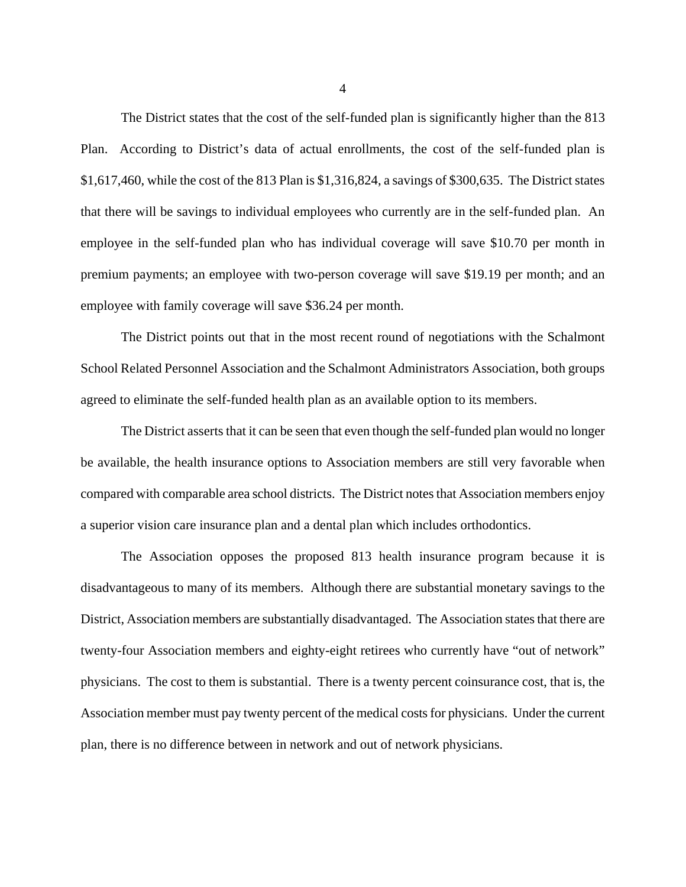The District states that the cost of the self-funded plan is significantly higher than the 813 Plan. According to District's data of actual enrollments, the cost of the self-funded plan is $1,617,460, while the cost of the 813 Plan is $1,316,824, a savings of $300,635. The District states that there will be savings to individual employees who currently are in the self-funded plan. An employee in the self-funded plan who has individual coverage will save $10.70 per month in premium payments; an employee with two-person coverage will save $19.19 per month; and an employee with family coverage will save $36.24 per month.

The District points out that in the most recent round of negotiations with the Schalmont School Related Personnel Association and the Schalmont Administrators Association, both groups agreed to eliminate the self-funded health plan as an available option to its members.

The District asserts that it can be seen that even though the self-funded plan would no longer be available, the health insurance options to Association members are still very favorable when compared with comparable area school districts. The District notes that Association members enjoy a superior vision care insurance plan and a dental plan which includes orthodontics.

The Association opposes the proposed 813 health insurance program because it is disadvantageous to many of its members. Although there are substantial monetary savings to the District, Association members are substantially disadvantaged. The Association states that there are twenty-four Association members and eighty-eight retirees who currently have "out of network" physicians. The cost to them is substantial. There is a twenty percent coinsurance cost, that is, the Association member must pay twenty percent of the medical costs for physicians. Under the current plan, there is no difference between in network and out of network physicians.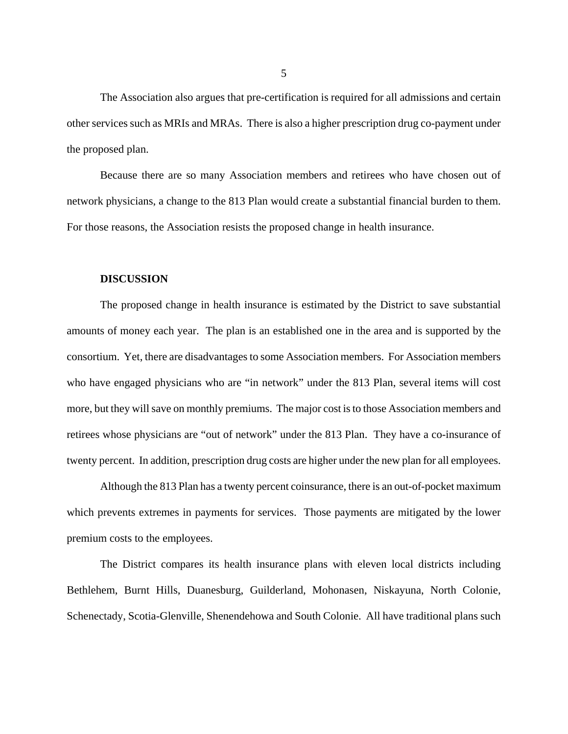The Association also argues that pre-certification is required for all admissions and certain other services such as MRIs and MRAs. There is also a higher prescription drug co-payment under the proposed plan.

Because there are so many Association members and retirees who have chosen out of network physicians, a change to the 813 Plan would create a substantial financial burden to them. For those reasons, the Association resists the proposed change in health insurance.

**DISCUSSION**

The proposed change in health insurance is estimated by the District to save substantial amounts of money each year. The plan is an established one in the area and is supported by the consortium. Yet, there are disadvantages to some Association members. For Association members who have engaged physicians who are "in network" under the 813 Plan, several items will cost more, but they will save on monthly premiums. The major cost is to those Association members and retirees whose physicians are "out of network" under the 813 Plan. They have a co-insurance of twenty percent. In addition, prescription drug costs are higher under the new plan for all employees.

Although the 813 Plan has a twenty percent coinsurance, there is an out-of-pocket maximum which prevents extremes in payments for services. Those payments are mitigated by the lower premium costs to the employees.

The District compares its health insurance plans with eleven local districts including Bethlehem, Burnt Hills, Duanesburg, Guilderland, Mohonasen, Niskayuna, North Colonie, Schenectady, Scotia-Glenville, Shenendehowa and South Colonie. All have traditional plans such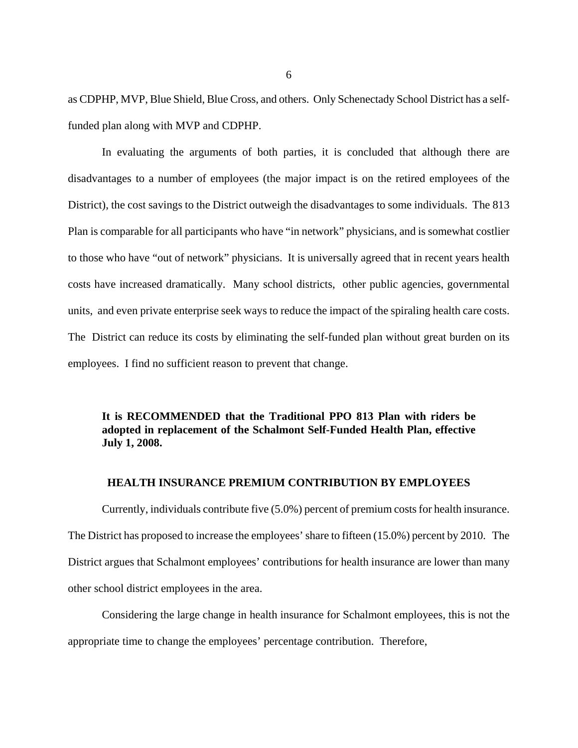as CDPHP, MVP, Blue Shield, Blue Cross, and others. Only Schenectady School District has a self-funded plan along with MVP and CDPHP.

In evaluating the arguments of both parties, it is concluded that although there are disadvantages to a number of employees (the major impact is on the retired employees of the District), the cost savings to the District outweigh the disadvantages to some individuals. The 813 Plan is comparable for all participants who have "in network" physicians, and is somewhat costlier to those who have "out of network" physicians. It is universally agreed that in recent years health costs have increased dramatically. Many school districts, other public agencies, governmental units, and even private enterprise seek ways to reduce the impact of the spiraling health care costs. The District can reduce its costs by eliminating the self-funded plan without great burden on its employees. I find no sufficient reason to prevent that change.

**It is RECOMMENDED that the Traditional PPO 813 Plan with riders be adopted in replacement of the Schalmont Self-Funded Health Plan, effective July 1, 2008.**

## HEALTH INSURANCE PREMIUM CONTRIBUTION BY EMPLOYEES

Currently, individuals contribute five (5.0%) percent of premium costs for health insurance. The District has proposed to increase the employees' share to fifteen (15.0%) percent by 2010. The District argues that Schalmont employees' contributions for health insurance are lower than many other school district employees in the area.

Considering the large change in health insurance for Schalmont employees, this is not the appropriate time to change the employees' percentage contribution. Therefore,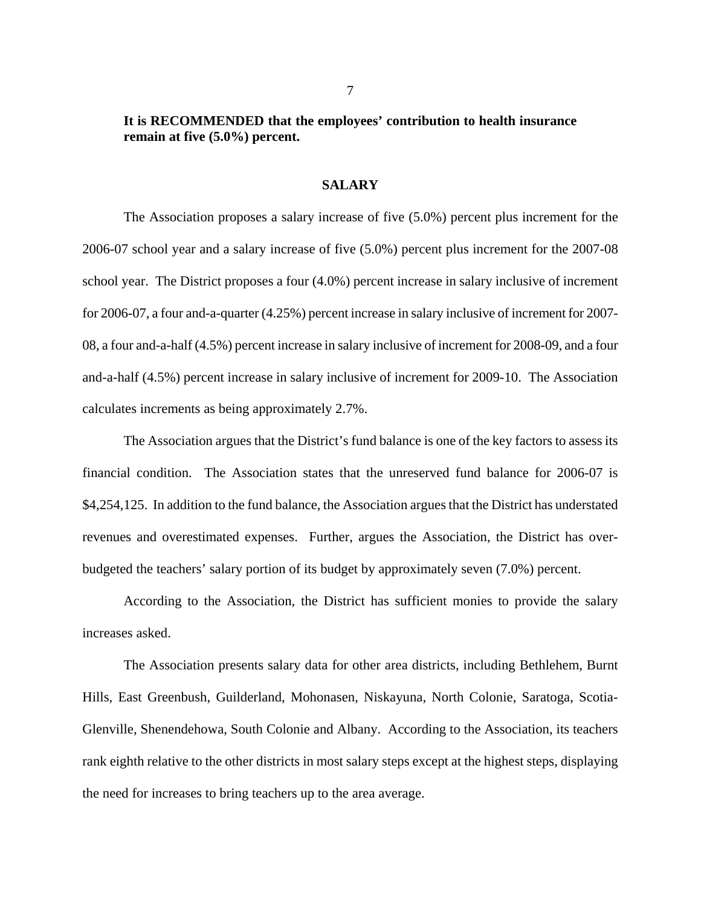**It is RECOMMENDED that the employees' contribution to health insurance remain at five (5.0%) percent.**

## SALARY

The Association proposes a salary increase of five (5.0%) percent plus increment for the 2006-07 school year and a salary increase of five (5.0%) percent plus increment for the 2007-08 school year. The District proposes a four (4.0%) percent increase in salary inclusive of increment for 2006-07, a four and-a-quarter (4.25%) percent increase in salary inclusive of increment for 2007-08, a four and-a-half (4.5%) percent increase in salary inclusive of increment for 2008-09, and a four and-a-half (4.5%) percent increase in salary inclusive of increment for 2009-10. The Association calculates increments as being approximately 2.7%.

The Association argues that the District's fund balance is one of the key factors to assess its financial condition. The Association states that the unreserved fund balance for 2006-07 is $4,254,125. In addition to the fund balance, the Association argues that the District has understated revenues and overestimated expenses. Further, argues the Association, the District has over-budgeted the teachers' salary portion of its budget by approximately seven (7.0%) percent.

According to the Association, the District has sufficient monies to provide the salary increases asked.

The Association presents salary data for other area districts, including Bethlehem, Burnt Hills, East Greenbush, Guilderland, Mohonasen, Niskayuna, North Colonie, Saratoga, Scotia-Glenville, Shenendehowa, South Colonie and Albany. According to the Association, its teachers rank eighth relative to the other districts in most salary steps except at the highest steps, displaying the need for increases to bring teachers up to the area average.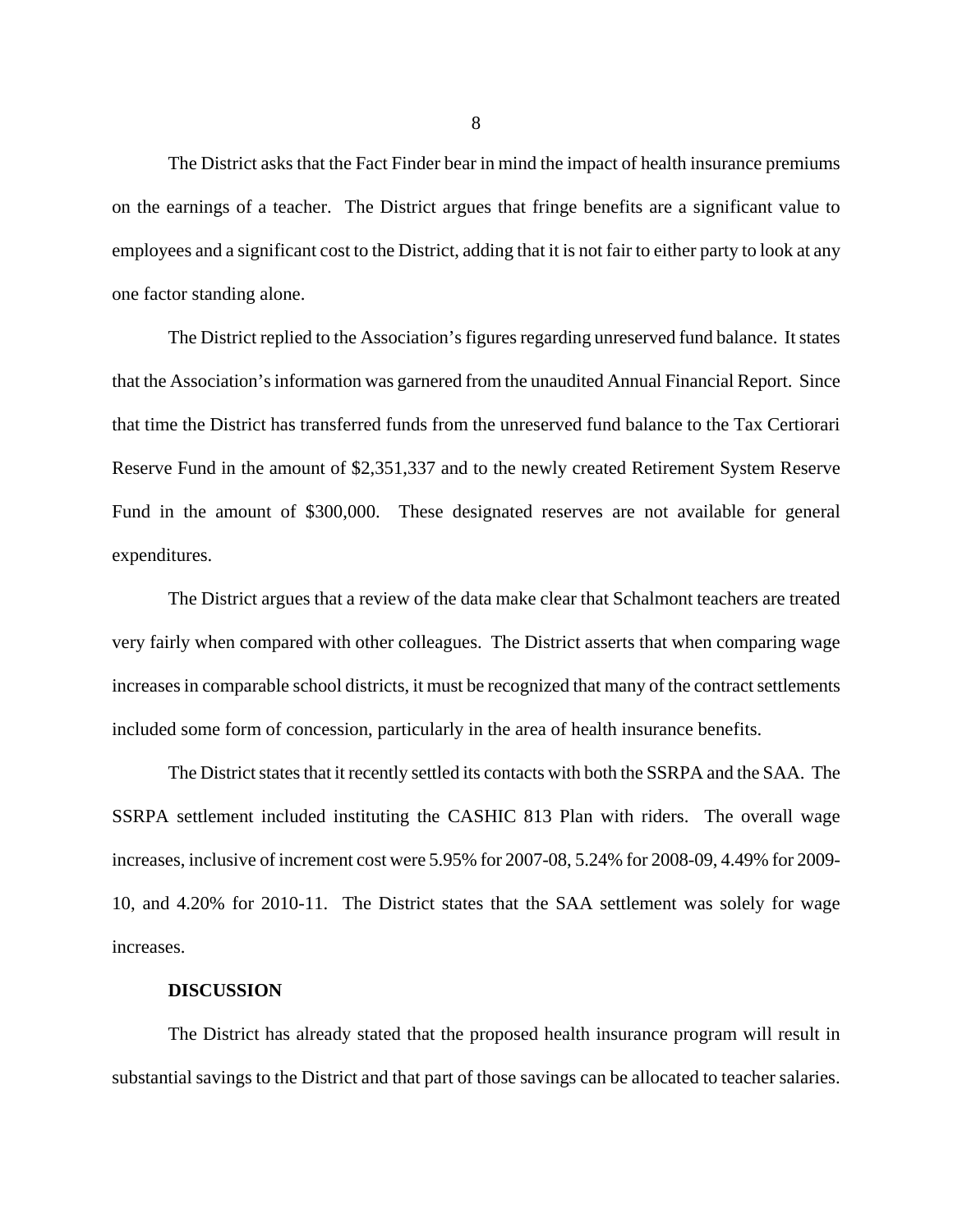The District asks that the Fact Finder bear in mind the impact of health insurance premiums on the earnings of a teacher. The District argues that fringe benefits are a significant value to employees and a significant cost to the District, adding that it is not fair to either party to look at any one factor standing alone.

The District replied to the Association's figures regarding unreserved fund balance. It states that the Association's information was garnered from the unaudited Annual Financial Report. Since that time the District has transferred funds from the unreserved fund balance to the Tax Certiorari Reserve Fund in the amount of $2,351,337 and to the newly created Retirement System Reserve Fund in the amount of $300,000. These designated reserves are not available for general expenditures.

The District argues that a review of the data make clear that Schalmont teachers are treated very fairly when compared with other colleagues. The District asserts that when comparing wage increases in comparable school districts, it must be recognized that many of the contract settlements included some form of concession, particularly in the area of health insurance benefits.

The District states that it recently settled its contacts with both the SSRPA and the SAA. The SSRPA settlement included instituting the CASHIC 813 Plan with riders. The overall wage increases, inclusive of increment cost were 5.95% for 2007-08, 5.24% for 2008-09, 4.49% for 2009-10, and 4.20% for 2010-11. The District states that the SAA settlement was solely for wage increases.

**DISCUSSION**

The District has already stated that the proposed health insurance program will result in substantial savings to the District and that part of those savings can be allocated to teacher salaries.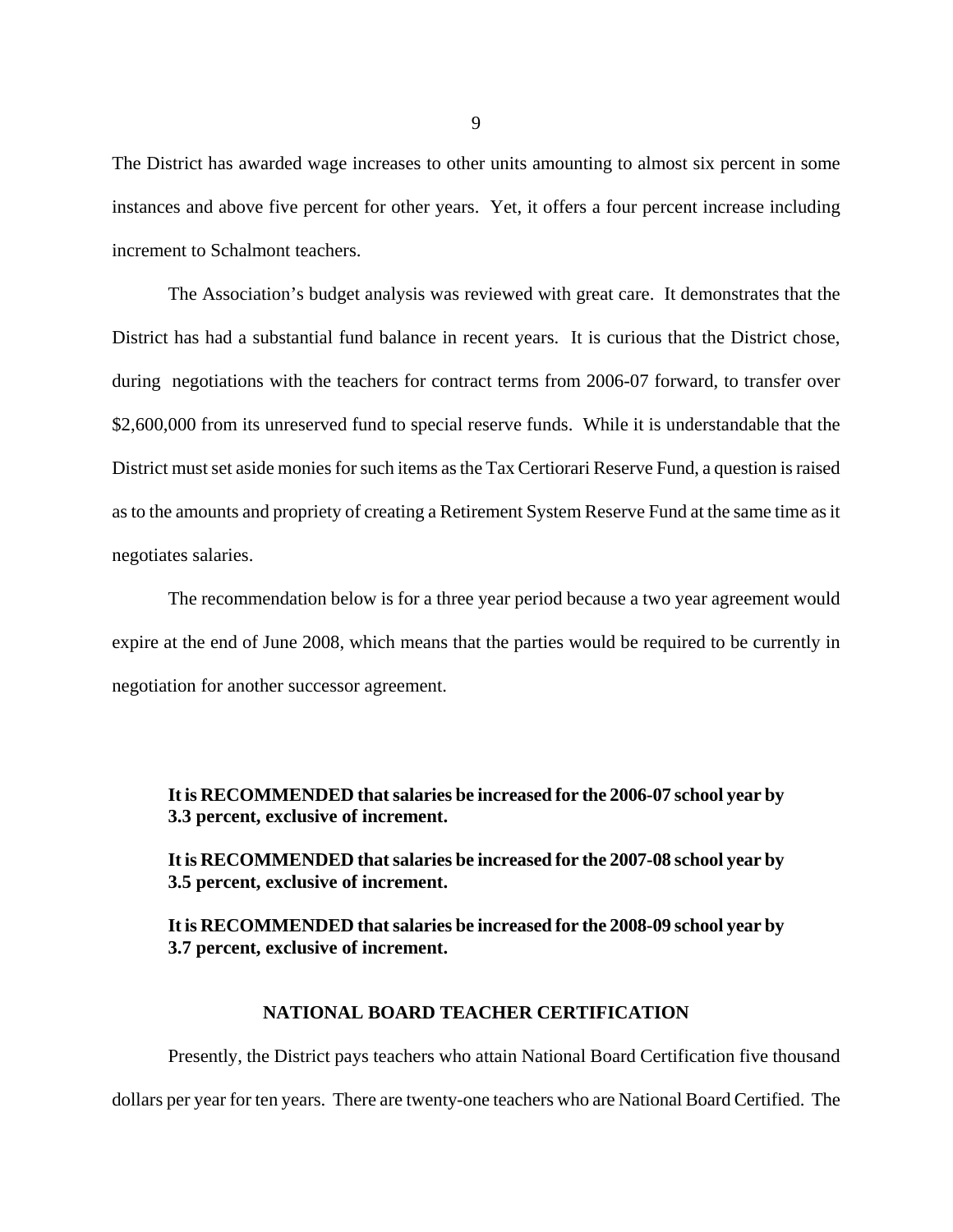The District has awarded wage increases to other units amounting to almost six percent in some instances and above five percent for other years. Yet, it offers a four percent increase including increment to Schalmont teachers.

The Association's budget analysis was reviewed with great care. It demonstrates that the District has had a substantial fund balance in recent years. It is curious that the District chose, during negotiations with the teachers for contract terms from 2006-07 forward, to transfer over $2,600,000 from its unreserved fund to special reserve funds. While it is understandable that the District must set aside monies for such items as the Tax Certiorari Reserve Fund, a question is raised as to the amounts and propriety of creating a Retirement System Reserve Fund at the same time as it negotiates salaries.

The recommendation below is for a three year period because a two year agreement would expire at the end of June 2008, which means that the parties would be required to be currently in negotiation for another successor agreement.

**It is RECOMMENDED that salaries be increased for the 2006-07 school year by 3.3 percent, exclusive of increment.**

**It is RECOMMENDED that salaries be increased for the 2007-08 school year by 3.5 percent, exclusive of increment.**

**It is RECOMMENDED that salaries be increased for the 2008-09 school year by 3.7 percent, exclusive of increment.**

## NATIONAL BOARD TEACHER CERTIFICATION

Presently, the District pays teachers who attain National Board Certification five thousand dollars per year for ten years. There are twenty-one teachers who are National Board Certified. The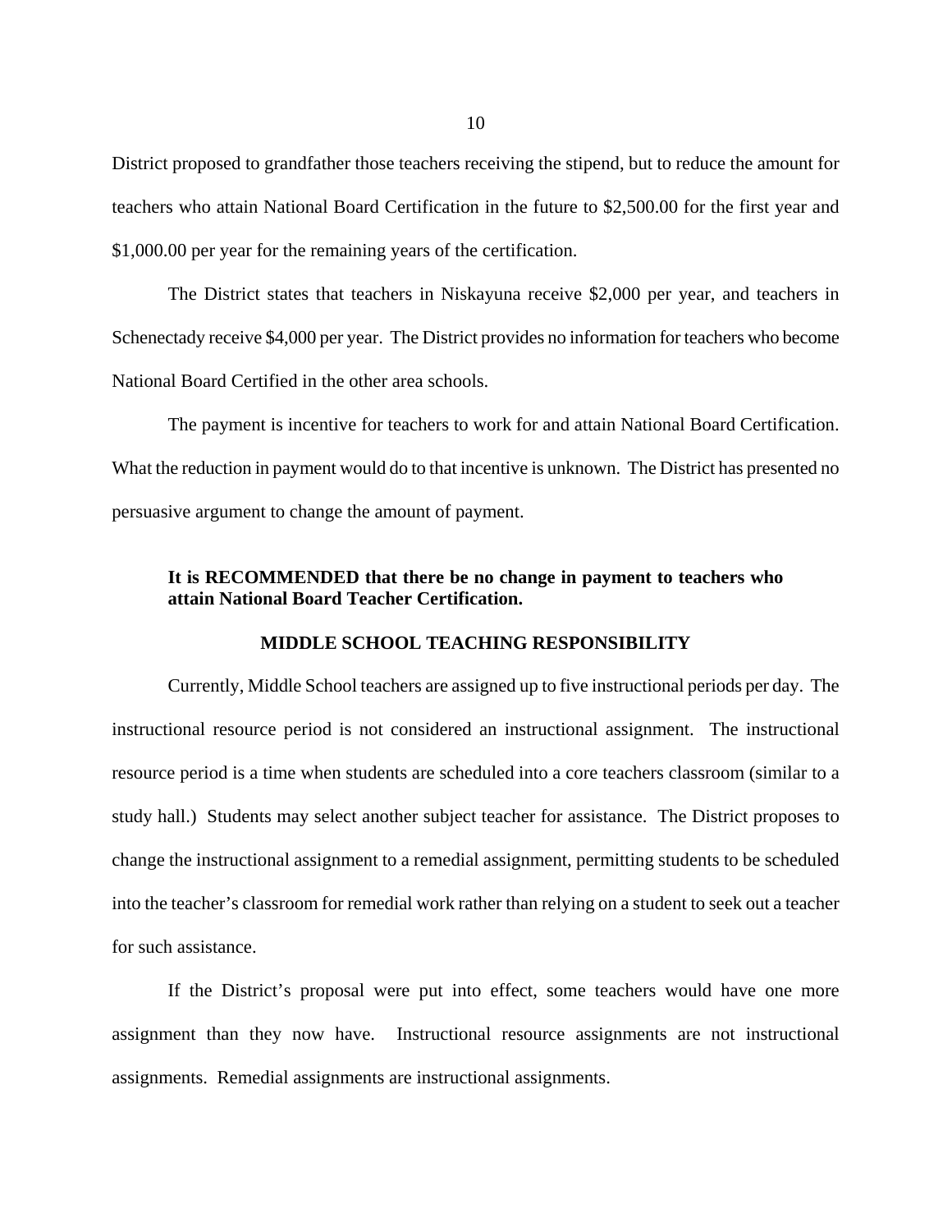District proposed to grandfather those teachers receiving the stipend, but to reduce the amount for teachers who attain National Board Certification in the future to $2,500.00 for the first year and $1,000.00 per year for the remaining years of the certification.

The District states that teachers in Niskayuna receive $2,000 per year, and teachers in Schenectady receive $4,000 per year. The District provides no information for teachers who become National Board Certified in the other area schools.

The payment is incentive for teachers to work for and attain National Board Certification. What the reduction in payment would do to that incentive is unknown. The District has presented no persuasive argument to change the amount of payment.

**It is RECOMMENDED that there be no change in payment to teachers who attain National Board Teacher Certification.**

## MIDDLE SCHOOL TEACHING RESPONSIBILITY

Currently, Middle School teachers are assigned up to five instructional periods per day. The instructional resource period is not considered an instructional assignment. The instructional resource period is a time when students are scheduled into a core teachers classroom (similar to a study hall.) Students may select another subject teacher for assistance. The District proposes to change the instructional assignment to a remedial assignment, permitting students to be scheduled into the teacher's classroom for remedial work rather than relying on a student to seek out a teacher for such assistance.

If the District's proposal were put into effect, some teachers would have one more assignment than they now have. Instructional resource assignments are not instructional assignments. Remedial assignments are instructional assignments.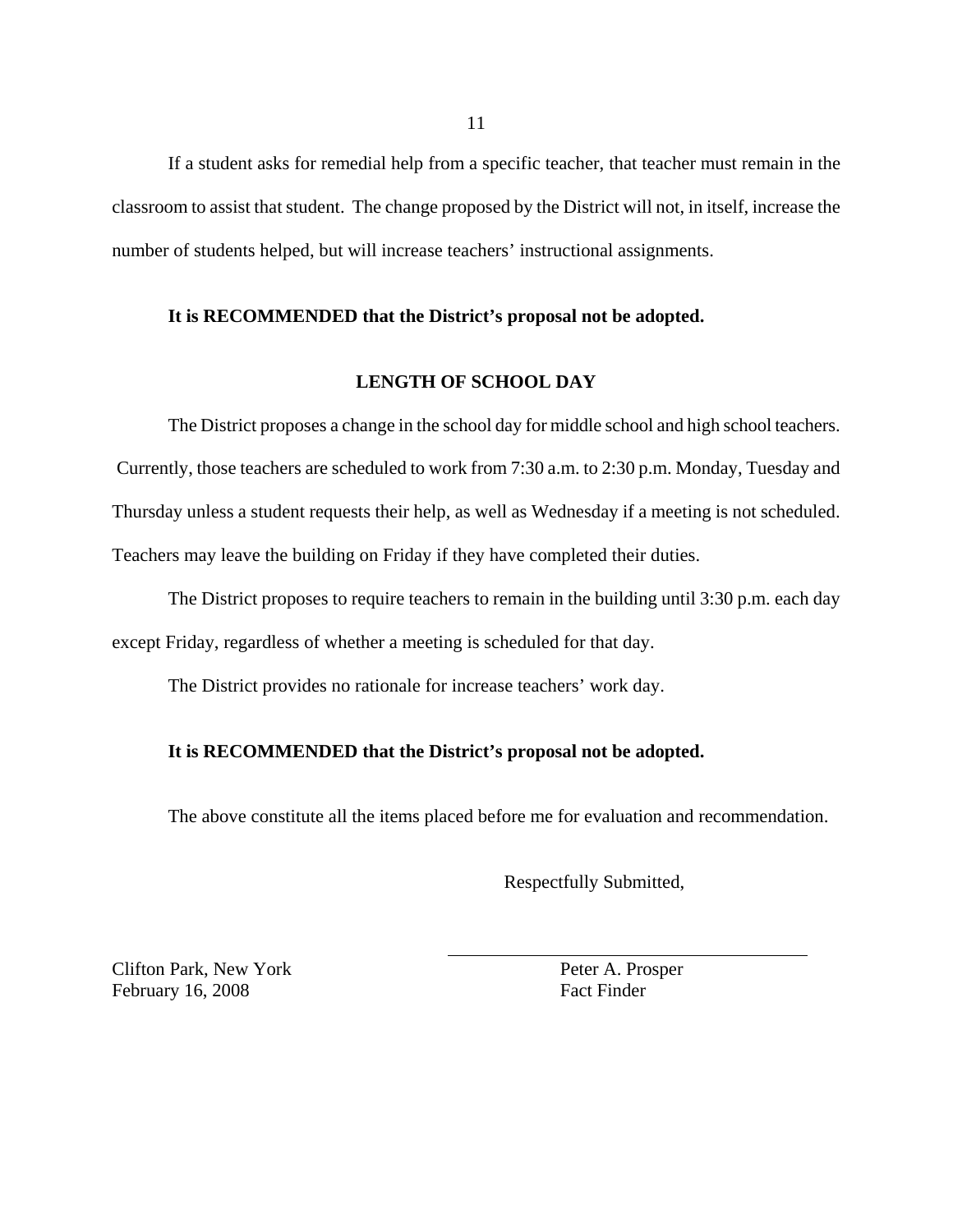If a student asks for remedial help from a specific teacher, that teacher must remain in the classroom to assist that student. The change proposed by the District will not, in itself, increase the number of students helped, but will increase teachers' instructional assignments.

**It is RECOMMENDED that the District's proposal not be adopted.**

### LENGTH OF SCHOOL DAY

The District proposes a change in the school day for middle school and high school teachers. Currently, those teachers are scheduled to work from 7:30 a.m. to 2:30 p.m. Monday, Tuesday and Thursday unless a student requests their help, as well as Wednesday if a meeting is not scheduled. Teachers may leave the building on Friday if they have completed their duties.

The District proposes to require teachers to remain in the building until 3:30 p.m. each day except Friday, regardless of whether a meeting is scheduled for that day.

The District provides no rationale for increase teachers' work day.

**It is RECOMMENDED that the District's proposal not be adopted.**

The above constitute all the items placed before me for evaluation and recommendation.

Respectfully Submitted,

Clifton Park, New York
February 16, 2008

Peter A. Prosper
Fact Finder